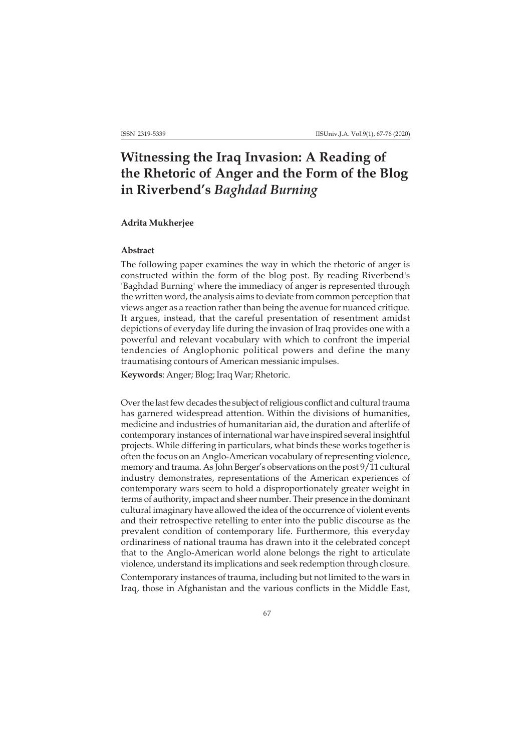# Witnessing the Iraq Invasion: A Reading of the Rhetoric of Anger and the Form of the Blog in Riverbend's *Baghdad Burning*

**Adrita Mukherjee**

### Abstract

The following paper examines the way in which the rhetoric of anger is constructed within the form of the blog post. By reading Riverbend's 'Baghdad Burning' where the immediacy of anger is represented through the written word, the analysis aims to deviate from common perception that views anger as a reaction rather than being the avenue for nuanced critique. It argues, instead, that the careful presentation of resentment amidst depictions of everyday life during the invasion of Iraq provides one with a powerful and relevant vocabulary with which to confront the imperial tendencies of Anglophonic political powers and define the many traumatising contours of American messianic impulses.

**Keywords**: Anger; Blog; Iraq War; Rhetoric.

Over the last few decades the subject of religious conflict and cultural trauma has garnered widespread attention. Within the divisions of humanities, medicine and industries of humanitarian aid, the duration and afterlife of contemporary instances of international war have inspired several insightful projects. While differing in particulars, what binds these works together is often the focus on an Anglo-American vocabulary of representing violence, memory and trauma. As John Berger's observations on the post 9/11 cultural industry demonstrates, representations of the American experiences of contemporary wars seem to hold a disproportionately greater weight in terms of authority, impact and sheer number. Their presence in the dominant cultural imaginary have allowed the idea of the occurrence of violent events and their retrospective retelling to enter into the public discourse as the prevalent condition of contemporary life. Furthermore, this everyday ordinariness of national trauma has drawn into it the celebrated concept that to the Anglo-American world alone belongs the right to articulate violence, understand its implications and seek redemption through closure.

Contemporary instances of trauma, including but not limited to the wars in Iraq, those in Afghanistan and the various conflicts in the Middle East,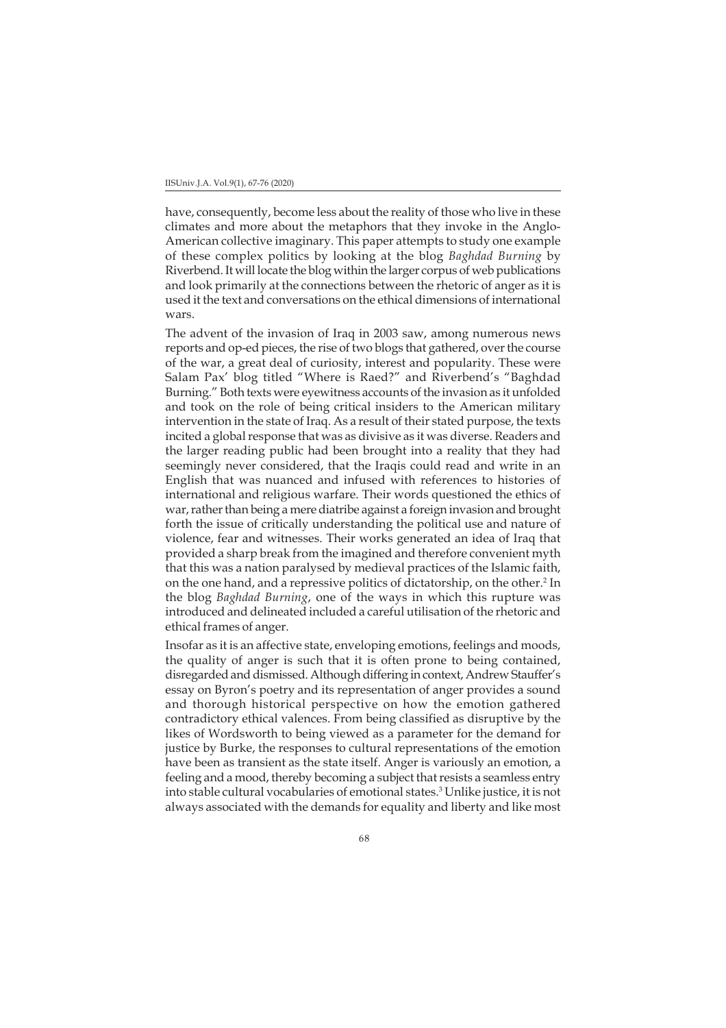have, consequently, become less about the reality of those who live in these climates and more about the metaphors that they invoke in the Anglo-American collective imaginary. This paper attempts to study one example of these complex politics by looking at the blog *Baghdad Burning* by Riverbend. It will locate the blog within the larger corpus of web publications and look primarily at the connections between the rhetoric of anger as it is used it the text and conversations on the ethical dimensions of international wars.

The advent of the invasion of Iraq in 2003 saw, among numerous news reports and op-ed pieces, the rise of two blogs that gathered, over the course of the war, a great deal of curiosity, interest and popularity. These were Salam Pax' blog titled "Where is Raed?" and Riverbend's "Baghdad Burning." Both texts were eyewitness accounts of the invasion as it unfolded and took on the role of being critical insiders to the American military intervention in the state of Iraq. As a result of their stated purpose, the texts incited a global response that was as divisive as it was diverse. Readers and the larger reading public had been brought into a reality that they had seemingly never considered, that the Iraqis could read and write in an English that was nuanced and infused with references to histories of international and religious warfare. Their words questioned the ethics of war, rather than being a mere diatribe against a foreign invasion and brought forth the issue of critically understanding the political use and nature of violence, fear and witnesses. Their works generated an idea of Iraq that provided a sharp break from the imagined and therefore convenient myth that this was a nation paralysed by medieval practices of the Islamic faith, on the one hand, and a repressive politics of dictatorship, on the other.[2] In the blog *Baghdad Burning*, one of the ways in which this rupture was introduced and delineated included a careful utilisation of the rhetoric and ethical frames of anger.

Insofar as it is an affective state, enveloping emotions, feelings and moods, the quality of anger is such that it is often prone to being contained, disregarded and dismissed. Although differing in context, Andrew Stauffer's essay on Byron's poetry and its representation of anger provides a sound and thorough historical perspective on how the emotion gathered contradictory ethical valences. From being classified as disruptive by the likes of Wordsworth to being viewed as a parameter for the demand for justice by Burke, the responses to cultural representations of the emotion have been as transient as the state itself. Anger is variously an emotion, a feeling and a mood, thereby becoming a subject that resists a seamless entry into stable cultural vocabularies of emotional states.[3] Unlike justice, it is not always associated with the demands for equality and liberty and like most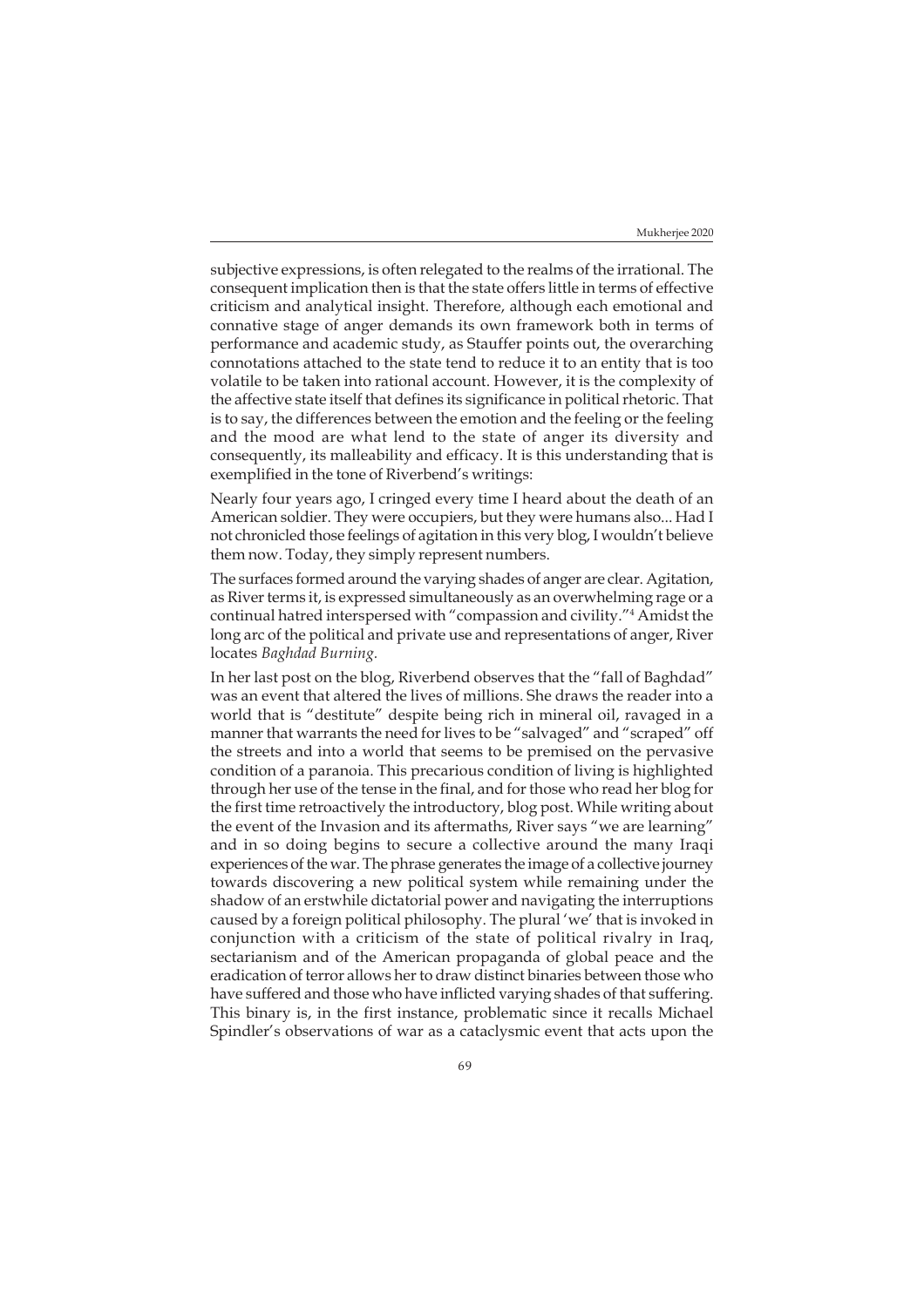subjective expressions, is often relegated to the realms of the irrational. The consequent implication then is that the state offers little in terms of effective criticism and analytical insight. Therefore, although each emotional and connative stage of anger demands its own framework both in terms of performance and academic study, as Stauffer points out, the overarching connotations attached to the state tend to reduce it to an entity that is too volatile to be taken into rational account. However, it is the complexity of the affective state itself that defines its significance in political rhetoric. That is to say, the differences between the emotion and the feeling or the feeling and the mood are what lend to the state of anger its diversity and consequently, its malleability and efficacy. It is this understanding that is exemplified in the tone of Riverbend's writings:

Nearly four years ago, I cringed every time I heard about the death of an American soldier. They were occupiers, but they were humans also... Had I not chronicled those feelings of agitation in this very blog, I wouldn't believe them now. Today, they simply represent numbers.

The surfaces formed around the varying shades of anger are clear. Agitation, as River terms it, is expressed simultaneously as an overwhelming rage or a continual hatred interspersed with "compassion and civility."[4] Amidst the long arc of the political and private use and representations of anger, River locates *Baghdad Burning*.

In her last post on the blog, Riverbend observes that the "fall of Baghdad" was an event that altered the lives of millions. She draws the reader into a world that is "destitute" despite being rich in mineral oil, ravaged in a manner that warrants the need for lives to be "salvaged" and "scraped" off the streets and into a world that seems to be premised on the pervasive condition of a paranoia. This precarious condition of living is highlighted through her use of the tense in the final, and for those who read her blog for the first time retroactively the introductory, blog post. While writing about the event of the Invasion and its aftermaths, River says "we are learning" and in so doing begins to secure a collective around the many Iraqi experiences of the war. The phrase generates the image of a collective journey towards discovering a new political system while remaining under the shadow of an erstwhile dictatorial power and navigating the interruptions caused by a foreign political philosophy. The plural 'we' that is invoked in conjunction with a criticism of the state of political rivalry in Iraq, sectarianism and of the American propaganda of global peace and the eradication of terror allows her to draw distinct binaries between those who have suffered and those who have inflicted varying shades of that suffering. This binary is, in the first instance, problematic since it recalls Michael Spindler's observations of war as a cataclysmic event that acts upon the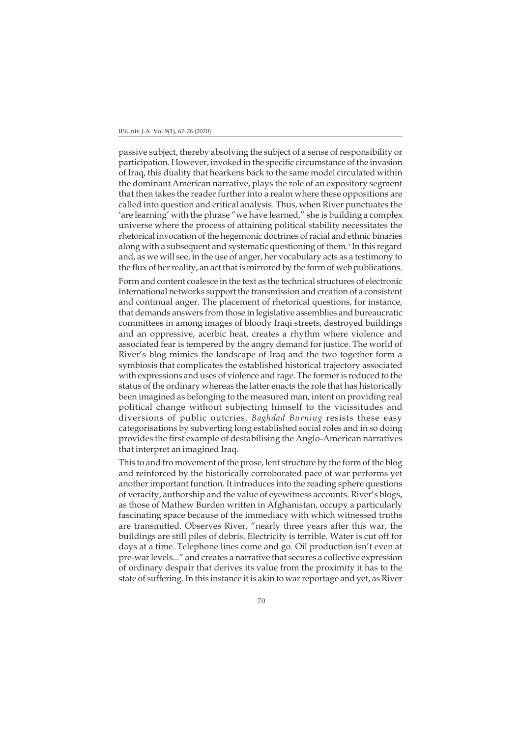passive subject, thereby absolving the subject of a sense of responsibility or participation. However, invoked in the specific circumstance of the invasion of Iraq, this duality that hearkens back to the same model circulated within the dominant American narrative, plays the role of an expository segment that then takes the reader further into a realm where these oppositions are called into question and critical analysis. Thus, when River punctuates the 'are learning' with the phrase "we have learned," she is building a complex universe where the process of attaining political stability necessitates the rhetorical invocation of the hegemonic doctrines of racial and ethnic binaries along with a subsequent and systematic questioning of them.[5] In this regard and, as we will see, in the use of anger, her vocabulary acts as a testimony to the flux of her reality, an act that is mirrored by the form of web publications.

Form and content coalesce in the text as the technical structures of electronic international networks support the transmission and creation of a consistent and continual anger. The placement of rhetorical questions, for instance, that demands answers from those in legislative assemblies and bureaucratic committees in among images of bloody Iraqi streets, destroyed buildings and an oppressive, acerbic heat, creates a rhythm where violence and associated fear is tempered by the angry demand for justice. The world of River's blog mimics the landscape of Iraq and the two together form a symbiosis that complicates the established historical trajectory associated with expressions and uses of violence and rage. The former is reduced to the status of the ordinary whereas the latter enacts the role that has historically been imagined as belonging to the measured man, intent on providing real political change without subjecting himself to the vicissitudes and diversions of public outcries. *Baghdad Burning* resists these easy categorisations by subverting long established social roles and in so doing provides the first example of destabilising the Anglo-American narratives that interpret an imagined Iraq.

This to and fro movement of the prose, lent structure by the form of the blog and reinforced by the historically corroborated pace of war performs yet another important function. It introduces into the reading sphere questions of veracity, authorship and the value of eyewitness accounts. River's blogs, as those of Mathew Burden written in Afghanistan, occupy a particularly fascinating space because of the immediacy with which witnessed truths are transmitted. Observes River, "nearly three years after this war, the buildings are still piles of debris. Electricity is terrible. Water is cut off for days at a time. Telephone lines come and go. Oil production isn't even at pre-war levels..." and creates a narrative that secures a collective expression of ordinary despair that derives its value from the proximity it has to the state of suffering. In this instance it is akin to war reportage and yet, as River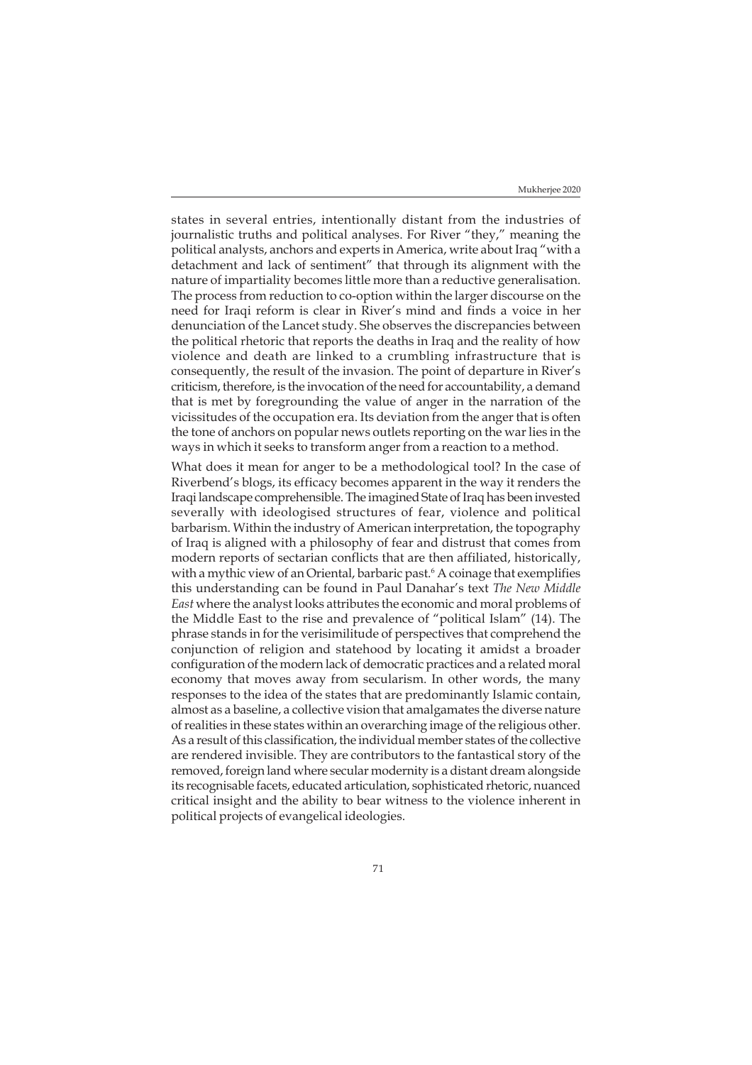states in several entries, intentionally distant from the industries of journalistic truths and political analyses. For River "they," meaning the political analysts, anchors and experts in America, write about Iraq "with a detachment and lack of sentiment" that through its alignment with the nature of impartiality becomes little more than a reductive generalisation. The process from reduction to co-option within the larger discourse on the need for Iraqi reform is clear in River's mind and finds a voice in her denunciation of the Lancet study. She observes the discrepancies between the political rhetoric that reports the deaths in Iraq and the reality of how violence and death are linked to a crumbling infrastructure that is consequently, the result of the invasion. The point of departure in River's criticism, therefore, is the invocation of the need for accountability, a demand that is met by foregrounding the value of anger in the narration of the vicissitudes of the occupation era. Its deviation from the anger that is often the tone of anchors on popular news outlets reporting on the war lies in the ways in which it seeks to transform anger from a reaction to a method.

What does it mean for anger to be a methodological tool? In the case of Riverbend's blogs, its efficacy becomes apparent in the way it renders the Iraqi landscape comprehensible. The imagined State of Iraq has been invested severally with ideologised structures of fear, violence and political barbarism. Within the industry of American interpretation, the topography of Iraq is aligned with a philosophy of fear and distrust that comes from modern reports of sectarian conflicts that are then affiliated, historically, with a mythic view of an Oriental, barbaric past.[6] A coinage that exemplifies this understanding can be found in Paul Danahar's text *The New Middle East* where the analyst looks attributes the economic and moral problems of the Middle East to the rise and prevalence of "political Islam" (14). The phrase stands in for the verisimilitude of perspectives that comprehend the conjunction of religion and statehood by locating it amidst a broader configuration of the modern lack of democratic practices and a related moral economy that moves away from secularism. In other words, the many responses to the idea of the states that are predominantly Islamic contain, almost as a baseline, a collective vision that amalgamates the diverse nature of realities in these states within an overarching image of the religious other. As a result of this classification, the individual member states of the collective are rendered invisible. They are contributors to the fantastical story of the removed, foreign land where secular modernity is a distant dream alongside its recognisable facets, educated articulation, sophisticated rhetoric, nuanced critical insight and the ability to bear witness to the violence inherent in political projects of evangelical ideologies.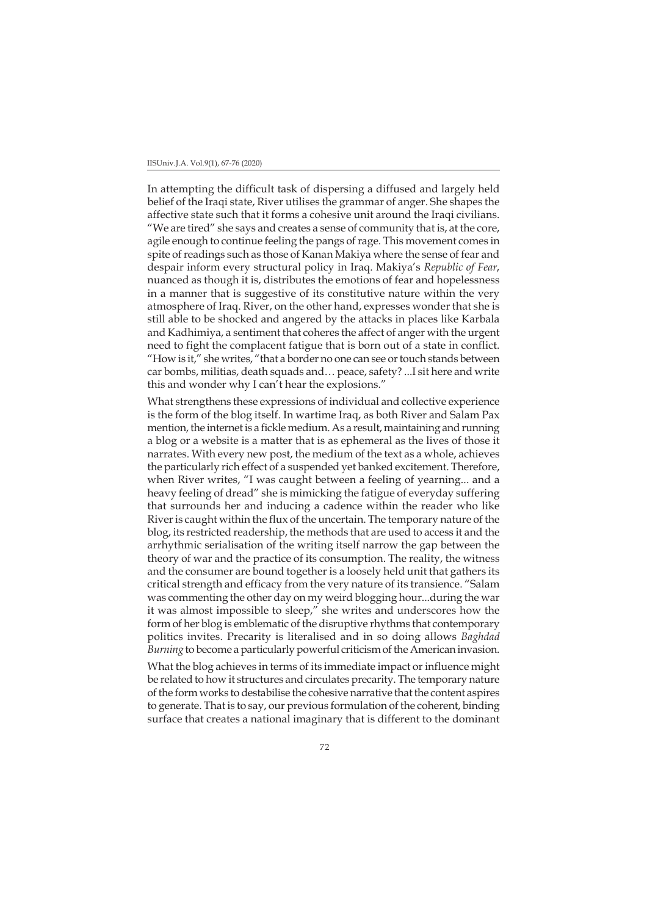In attempting the difficult task of dispersing a diffused and largely held belief of the Iraqi state, River utilises the grammar of anger. She shapes the affective state such that it forms a cohesive unit around the Iraqi civilians. "We are tired" she says and creates a sense of community that is, at the core, agile enough to continue feeling the pangs of rage. This movement comes in spite of readings such as those of Kanan Makiya where the sense of fear and despair inform every structural policy in Iraq. Makiya's *Republic of Fear*, nuanced as though it is, distributes the emotions of fear and hopelessness in a manner that is suggestive of its constitutive nature within the very atmosphere of Iraq. River, on the other hand, expresses wonder that she is still able to be shocked and angered by the attacks in places like Karbala and Kadhimiya, a sentiment that coheres the affect of anger with the urgent need to fight the complacent fatigue that is born out of a state in conflict. "How is it," she writes, "that a border no one can see or touch stands between car bombs, militias, death squads and… peace, safety? ...I sit here and write this and wonder why I can't hear the explosions."

What strengthens these expressions of individual and collective experience is the form of the blog itself. In wartime Iraq, as both River and Salam Pax mention, the internet is a fickle medium. As a result, maintaining and running a blog or a website is a matter that is as ephemeral as the lives of those it narrates. With every new post, the medium of the text as a whole, achieves the particularly rich effect of a suspended yet banked excitement. Therefore, when River writes, "I was caught between a feeling of yearning... and a heavy feeling of dread" she is mimicking the fatigue of everyday suffering that surrounds her and inducing a cadence within the reader who like River is caught within the flux of the uncertain. The temporary nature of the blog, its restricted readership, the methods that are used to access it and the arrhythmic serialisation of the writing itself narrow the gap between the theory of war and the practice of its consumption. The reality, the witness and the consumer are bound together is a loosely held unit that gathers its critical strength and efficacy from the very nature of its transience. "Salam was commenting the other day on my weird blogging hour...during the war it was almost impossible to sleep," she writes and underscores how the form of her blog is emblematic of the disruptive rhythms that contemporary politics invites. Precarity is literalised and in so doing allows *Baghdad Burning* to become a particularly powerful criticism of the American invasion.

What the blog achieves in terms of its immediate impact or influence might be related to how it structures and circulates precarity. The temporary nature of the form works to destabilise the cohesive narrative that the content aspires to generate. That is to say, our previous formulation of the coherent, binding surface that creates a national imaginary that is different to the dominant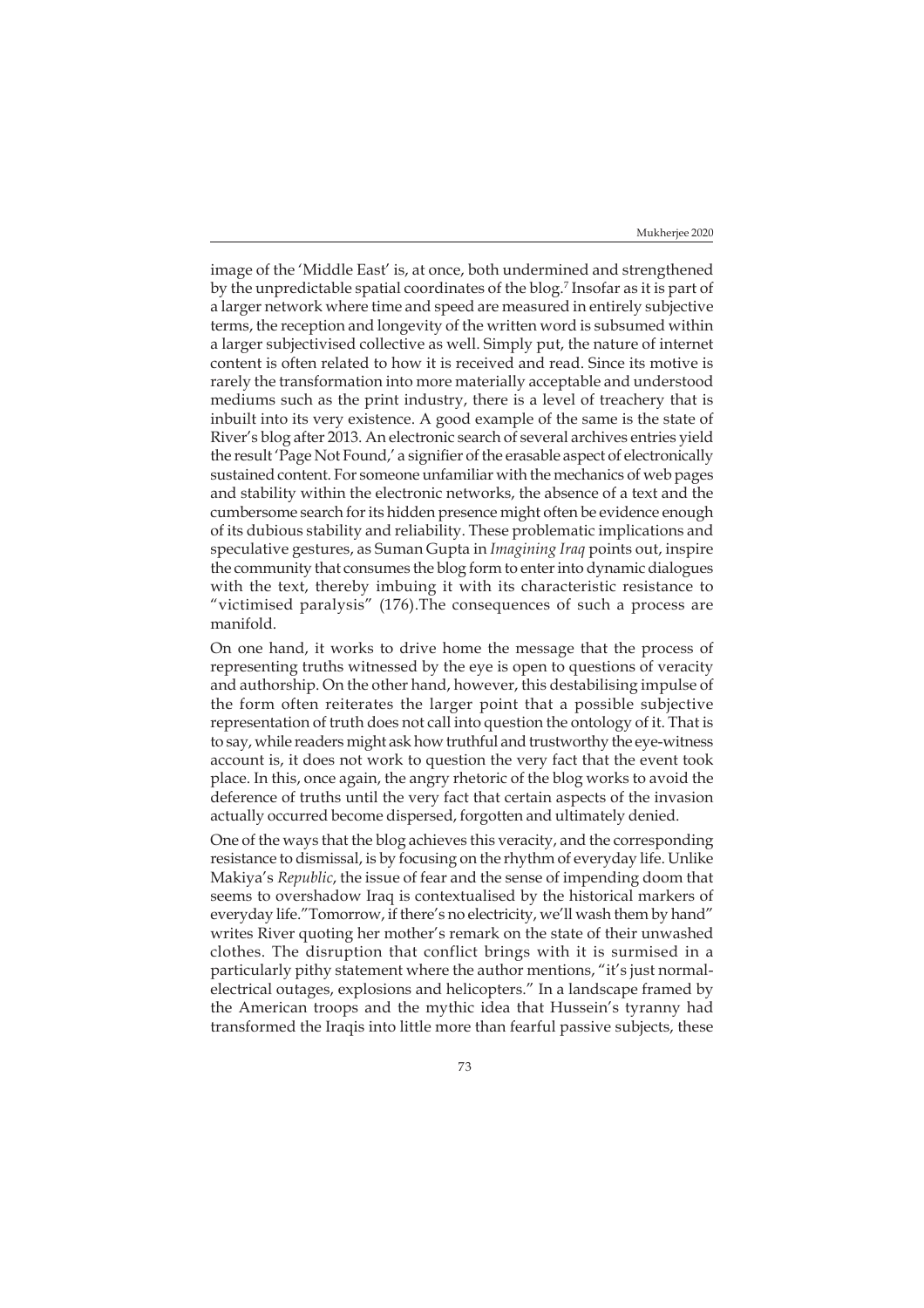image of the 'Middle East' is, at once, both undermined and strengthened by the unpredictable spatial coordinates of the blog.[7] Insofar as it is part of a larger network where time and speed are measured in entirely subjective terms, the reception and longevity of the written word is subsumed within a larger subjectivised collective as well. Simply put, the nature of internet content is often related to how it is received and read. Since its motive is rarely the transformation into more materially acceptable and understood mediums such as the print industry, there is a level of treachery that is inbuilt into its very existence. A good example of the same is the state of River's blog after 2013. An electronic search of several archives entries yield the result 'Page Not Found,' a signifier of the erasable aspect of electronically sustained content. For someone unfamiliar with the mechanics of web pages and stability within the electronic networks, the absence of a text and the cumbersome search for its hidden presence might often be evidence enough of its dubious stability and reliability. These problematic implications and speculative gestures, as Suman Gupta in *Imagining Iraq* points out, inspire the community that consumes the blog form to enter into dynamic dialogues with the text, thereby imbuing it with its characteristic resistance to "victimised paralysis" (176).The consequences of such a process are manifold.

On one hand, it works to drive home the message that the process of representing truths witnessed by the eye is open to questions of veracity and authorship. On the other hand, however, this destabilising impulse of the form often reiterates the larger point that a possible subjective representation of truth does not call into question the ontology of it. That is to say, while readers might ask how truthful and trustworthy the eye-witness account is, it does not work to question the very fact that the event took place. In this, once again, the angry rhetoric of the blog works to avoid the deference of truths until the very fact that certain aspects of the invasion actually occurred become dispersed, forgotten and ultimately denied.

One of the ways that the blog achieves this veracity, and the corresponding resistance to dismissal, is by focusing on the rhythm of everyday life. Unlike Makiya's *Republic*, the issue of fear and the sense of impending doom that seems to overshadow Iraq is contextualised by the historical markers of everyday life."Tomorrow, if there's no electricity, we'll wash them by hand" writes River quoting her mother's remark on the state of their unwashed clothes. The disruption that conflict brings with it is surmised in a particularly pithy statement where the author mentions, "it's just normal-electrical outages, explosions and helicopters." In a landscape framed by the American troops and the mythic idea that Hussein's tyranny had transformed the Iraqis into little more than fearful passive subjects, these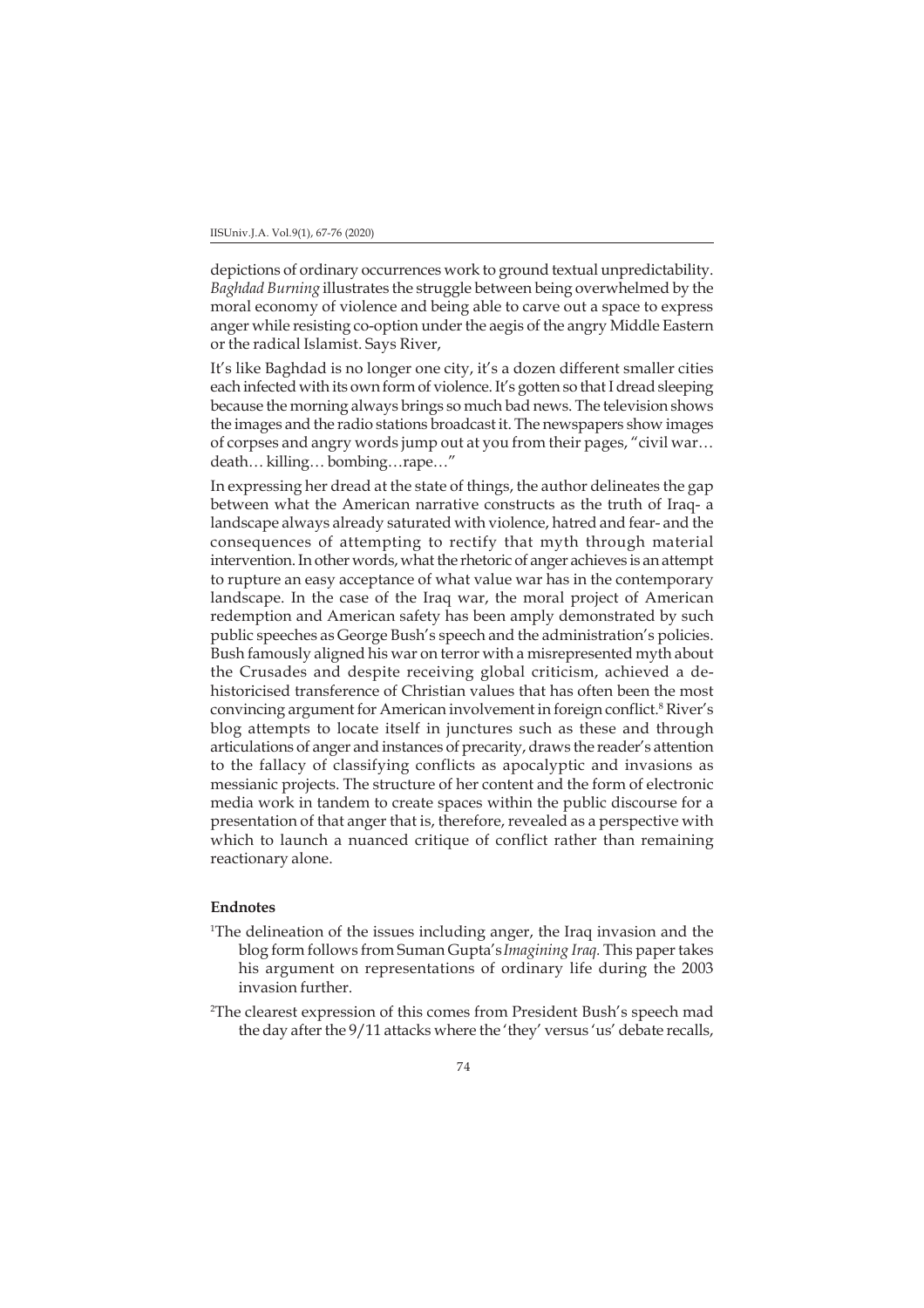depictions of ordinary occurrences work to ground textual unpredictability. *Baghdad Burning* illustrates the struggle between being overwhelmed by the moral economy of violence and being able to carve out a space to express anger while resisting co-option under the aegis of the angry Middle Eastern or the radical Islamist. Says River,

It's like Baghdad is no longer one city, it's a dozen different smaller cities each infected with its own form of violence. It's gotten so that I dread sleeping because the morning always brings so much bad news. The television shows the images and the radio stations broadcast it. The newspapers show images of corpses and angry words jump out at you from their pages, "civil war… death… killing… bombing…rape…"

In expressing her dread at the state of things, the author delineates the gap between what the American narrative constructs as the truth of Iraq- a landscape always already saturated with violence, hatred and fear- and the consequences of attempting to rectify that myth through material intervention. In other words, what the rhetoric of anger achieves is an attempt to rupture an easy acceptance of what value war has in the contemporary landscape. In the case of the Iraq war, the moral project of American redemption and American safety has been amply demonstrated by such public speeches as George Bush's speech and the administration's policies. Bush famously aligned his war on terror with a misrepresented myth about the Crusades and despite receiving global criticism, achieved a de-historicised transference of Christian values that has often been the most convincing argument for American involvement in foreign conflict.[8] River's blog attempts to locate itself in junctures such as these and through articulations of anger and instances of precarity, draws the reader's attention to the fallacy of classifying conflicts as apocalyptic and invasions as messianic projects. The structure of her content and the form of electronic media work in tandem to create spaces within the public discourse for a presentation of that anger that is, therefore, revealed as a perspective with which to launch a nuanced critique of conflict rather than remaining reactionary alone.

**Endnotes**

[1]The delineation of the issues including anger, the Iraq invasion and the blog form follows from Suman Gupta's *Imagining Iraq.* This paper takes his argument on representations of ordinary life during the 2003 invasion further.

[2]The clearest expression of this comes from President Bush's speech mad the day after the 9/11 attacks where the 'they' versus 'us' debate recalls,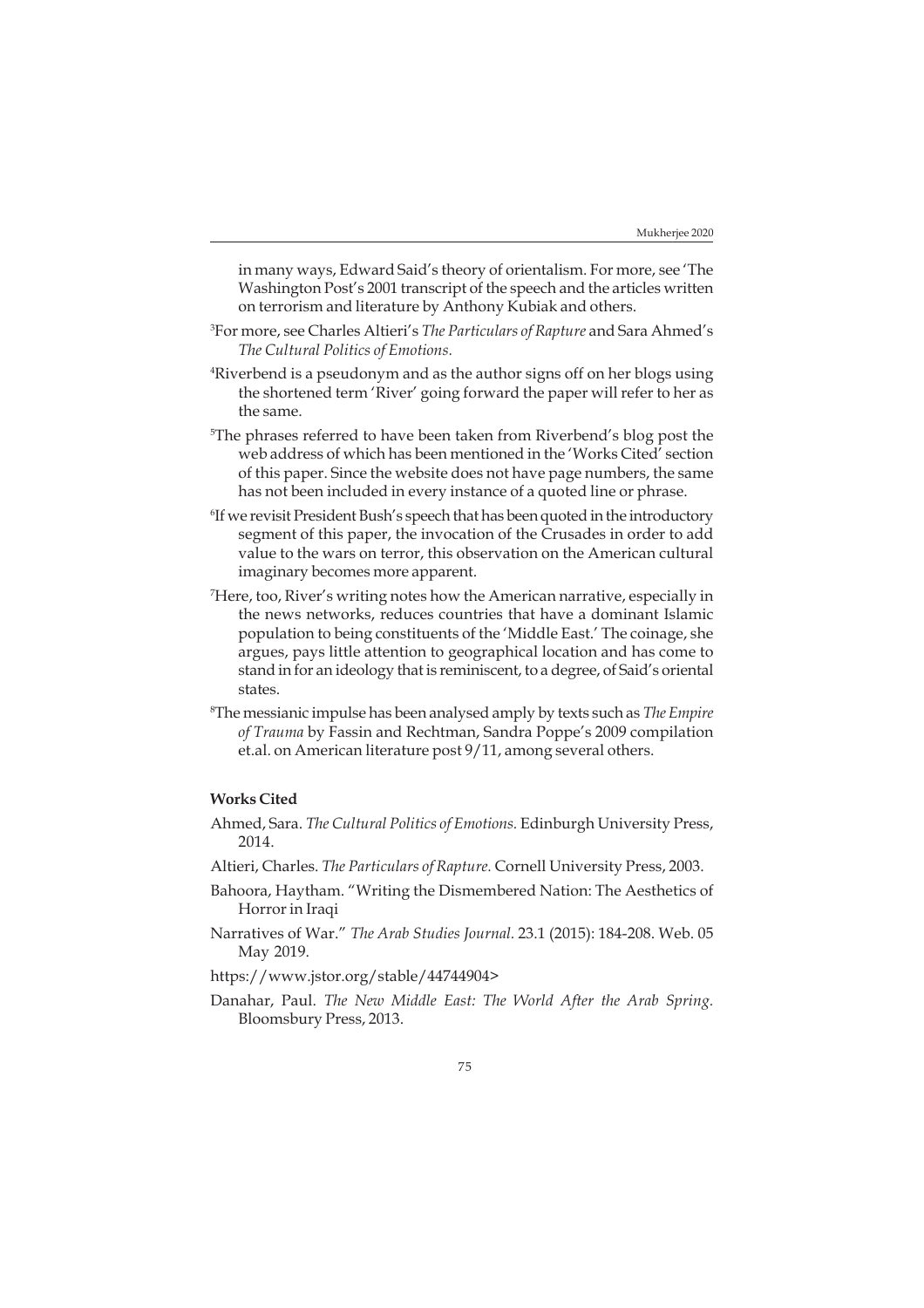in many ways, Edward Said's theory of orientalism. For more, see 'The Washington Post's 2001 transcript of the speech and the articles written on terrorism and literature by Anthony Kubiak and others.

[3]For more, see Charles Altieri's *The Particulars of Rapture* and Sara Ahmed's *The Cultural Politics of Emotions*.

[4]Riverbend is a pseudonym and as the author signs off on her blogs using the shortened term 'River' going forward the paper will refer to her as the same.

[5]The phrases referred to have been taken from Riverbend's blog post the web address of which has been mentioned in the 'Works Cited' section of this paper. Since the website does not have page numbers, the same has not been included in every instance of a quoted line or phrase.

[6]If we revisit President Bush's speech that has been quoted in the introductory segment of this paper, the invocation of the Crusades in order to add value to the wars on terror, this observation on the American cultural imaginary becomes more apparent.

[7]Here, too, River's writing notes how the American narrative, especially in the news networks, reduces countries that have a dominant Islamic population to being constituents of the 'Middle East.' The coinage, she argues, pays little attention to geographical location and has come to stand in for an ideology that is reminiscent, to a degree, of Said's oriental states.

[8]The messianic impulse has been analysed amply by texts such as *The Empire of Trauma* by Fassin and Rechtman, Sandra Poppe's 2009 compilation et.al. on American literature post 9/11, among several others.

**Works Cited**

Ahmed, Sara. *The Cultural Politics of Emotions.* Edinburgh University Press, 2014.

Altieri, Charles. *The Particulars of Rapture.* Cornell University Press, 2003.

Bahoora, Haytham. "Writing the Dismembered Nation: The Aesthetics of Horror in Iraqi

Narratives of War." *The Arab Studies Journal.* 23.1 (2015): 184-208. Web. 05 May 2019.

https://www.jstor.org/stable/44744904>

Danahar, Paul. *The New Middle East: The World After the Arab Spring.* Bloomsbury Press, 2013.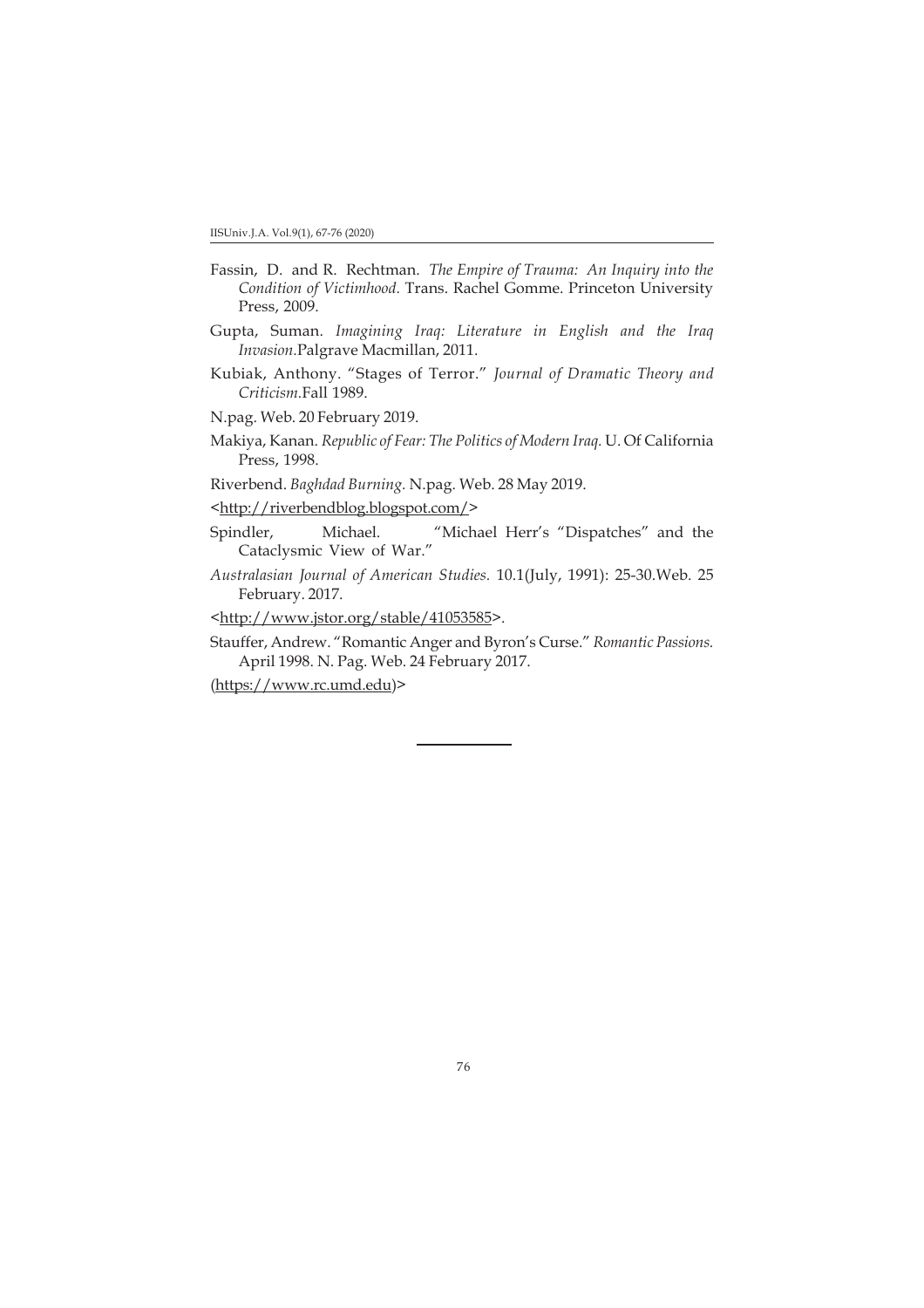Fassin, D. and R. Rechtman. *The Empire of Trauma: An Inquiry into the Condition of Victimhood.* Trans. Rachel Gomme. Princeton University Press, 2009.

Gupta, Suman. *Imagining Iraq: Literature in English and the Iraq Invasion.*Palgrave Macmillan, 2011.

Kubiak, Anthony. "Stages of Terror." *Journal of Dramatic Theory and Criticism.*Fall 1989.

N.pag. Web. 20 February 2019.

Makiya, Kanan. *Republic of Fear: The Politics of Modern Iraq.* U. Of California Press, 1998.

Riverbend. *Baghdad Burning.* N.pag. Web. 28 May 2019.

<http://riverbendblog.blogspot.com/>

Spindler, Michael. "Michael Herr's "Dispatches" and the Cataclysmic View of War."

*Australasian Journal of American Studies.* 10.1(July, 1991): 25-30.Web. 25 February. 2017.

<http://www.jstor.org/stable/41053585>.

Stauffer, Andrew. "Romantic Anger and Byron's Curse." *Romantic Passions.* April 1998. N. Pag. Web. 24 February 2017.

(https://www.rc.umd.edu)>